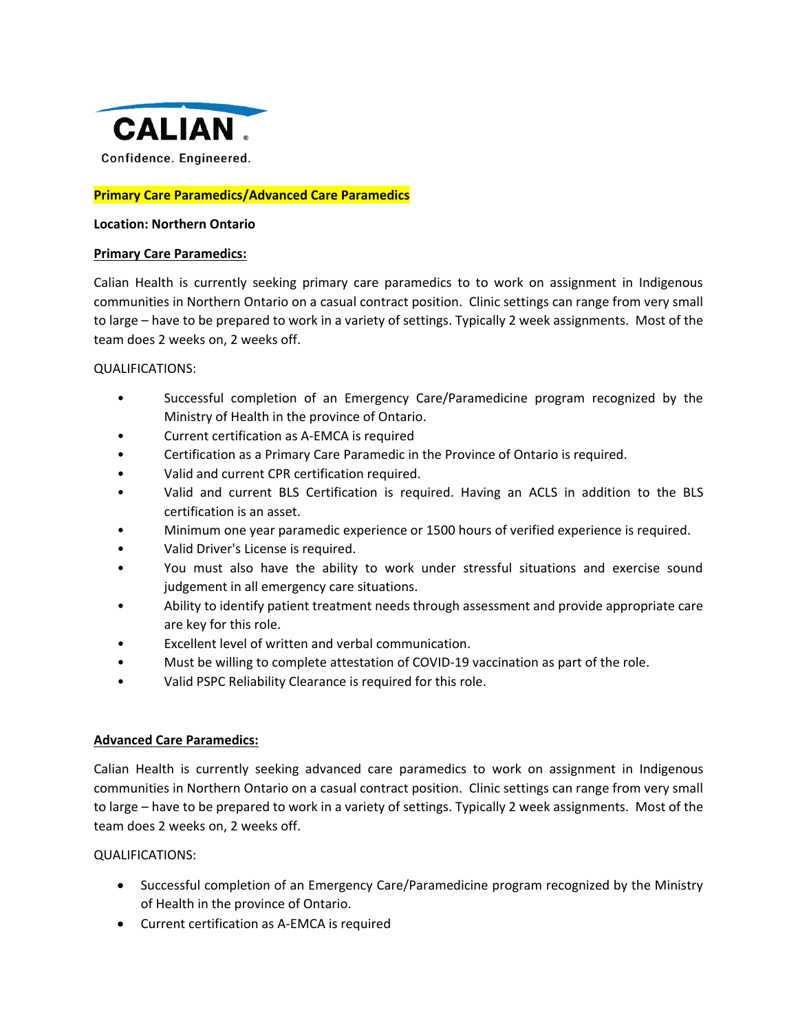CALIAN

Confidence. Engineered.

**Primary Care Paramedics/Advanced Care Paramedics**

**Location: Northern Ontario**

## Primary Care Paramedics:

Calian Health is currently seeking primary care paramedics to to work on assignment in Indigenous communities in Northern Ontario on a casual contract position. Clinic settings can range from very small to large – have to be prepared to work in a variety of settings. Typically 2 week assignments. Most of the team does 2 weeks on, 2 weeks off.

QUALIFICATIONS:

- Successful completion of an Emergency Care/Paramedicine program recognized by the Ministry of Health in the province of Ontario.
- Current certification as A-EMCA is required
- Certification as a Primary Care Paramedic in the Province of Ontario is required.
- Valid and current CPR certification required.
- Valid and current BLS Certification is required. Having an ACLS in addition to the BLS certification is an asset.
- Minimum one year paramedic experience or 1500 hours of verified experience is required.
- Valid Driver's License is required.
- You must also have the ability to work under stressful situations and exercise sound judgement in all emergency care situations.
- Ability to identify patient treatment needs through assessment and provide appropriate care are key for this role.
- Excellent level of written and verbal communication.
- Must be willing to complete attestation of COVID-19 vaccination as part of the role.
- Valid PSPC Reliability Clearance is required for this role.

## Advanced Care Paramedics:

Calian Health is currently seeking advanced care paramedics to work on assignment in Indigenous communities in Northern Ontario on a casual contract position. Clinic settings can range from very small to large – have to be prepared to work in a variety of settings. Typically 2 week assignments. Most of the team does 2 weeks on, 2 weeks off.

QUALIFICATIONS:

- Successful completion of an Emergency Care/Paramedicine program recognized by the Ministry of Health in the province of Ontario.
- Current certification as A-EMCA is required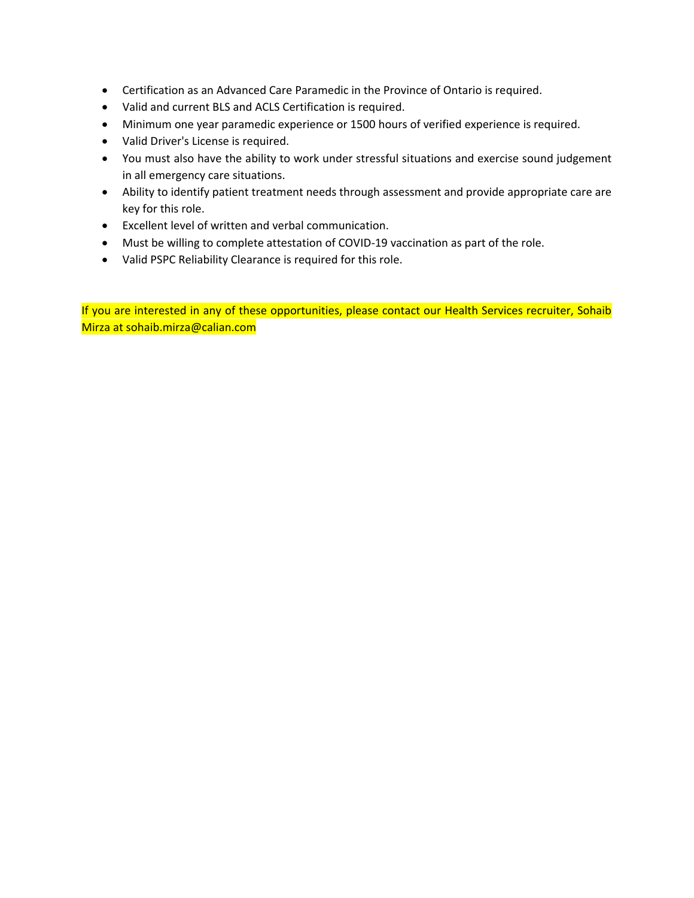- Certification as an Advanced Care Paramedic in the Province of Ontario is required.
- Valid and current BLS and ACLS Certification is required.
- Minimum one year paramedic experience or 1500 hours of verified experience is required.
- Valid Driver's License is required.
- You must also have the ability to work under stressful situations and exercise sound judgement in all emergency care situations.
- Ability to identify patient treatment needs through assessment and provide appropriate care are key for this role.
- Excellent level of written and verbal communication.
- Must be willing to complete attestation of COVID-19 vaccination as part of the role.
- Valid PSPC Reliability Clearance is required for this role.

If you are interested in any of these opportunities, please contact our Health Services recruiter, Sohaib Mirza at sohaib.mirza@calian.com